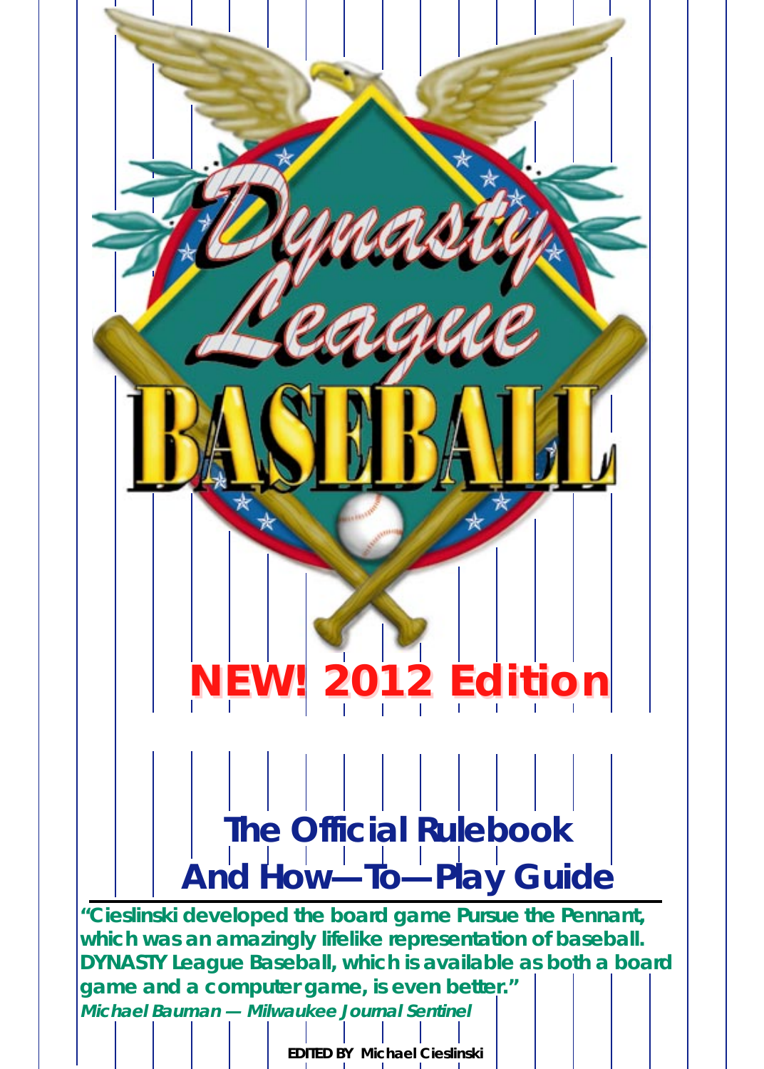# Dynasty League BASEBALL

**NEW! 2012 Edition**

## The Official Rulebook And How—To—Play Guide

**"Cieslinski developed the board game Pursue the Pennant, which was an amazingly lifelike representation of baseball. DYNASTY League Baseball, which is available as both a board game and a computer game, is even better."**

***Michael Bauman — Milwaukee Journal Sentinel***

**EDITED BY Michael Cieslinski**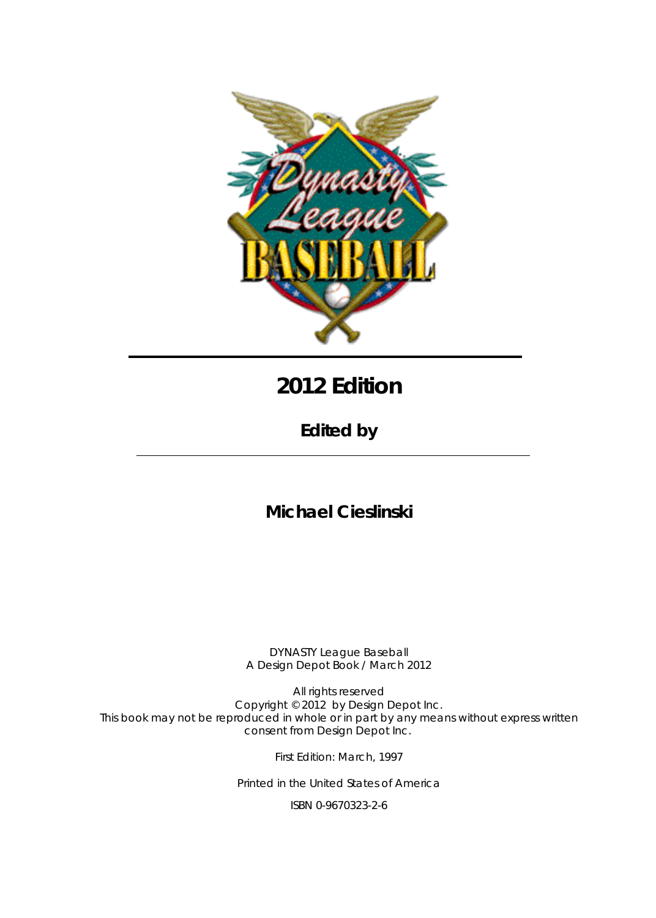# 2012 Edition

## Edited by

## Michael Cieslinski

DYNASTY League Baseball
A Design Depot Book / March 2012

All rights reserved
Copyright © 2012 by Design Depot Inc.
This book may not be reproduced in whole or in part by any means without express written consent from Design Depot Inc.

First Edition: March, 1997

Printed in the United States of America

ISBN 0-9670323-2-6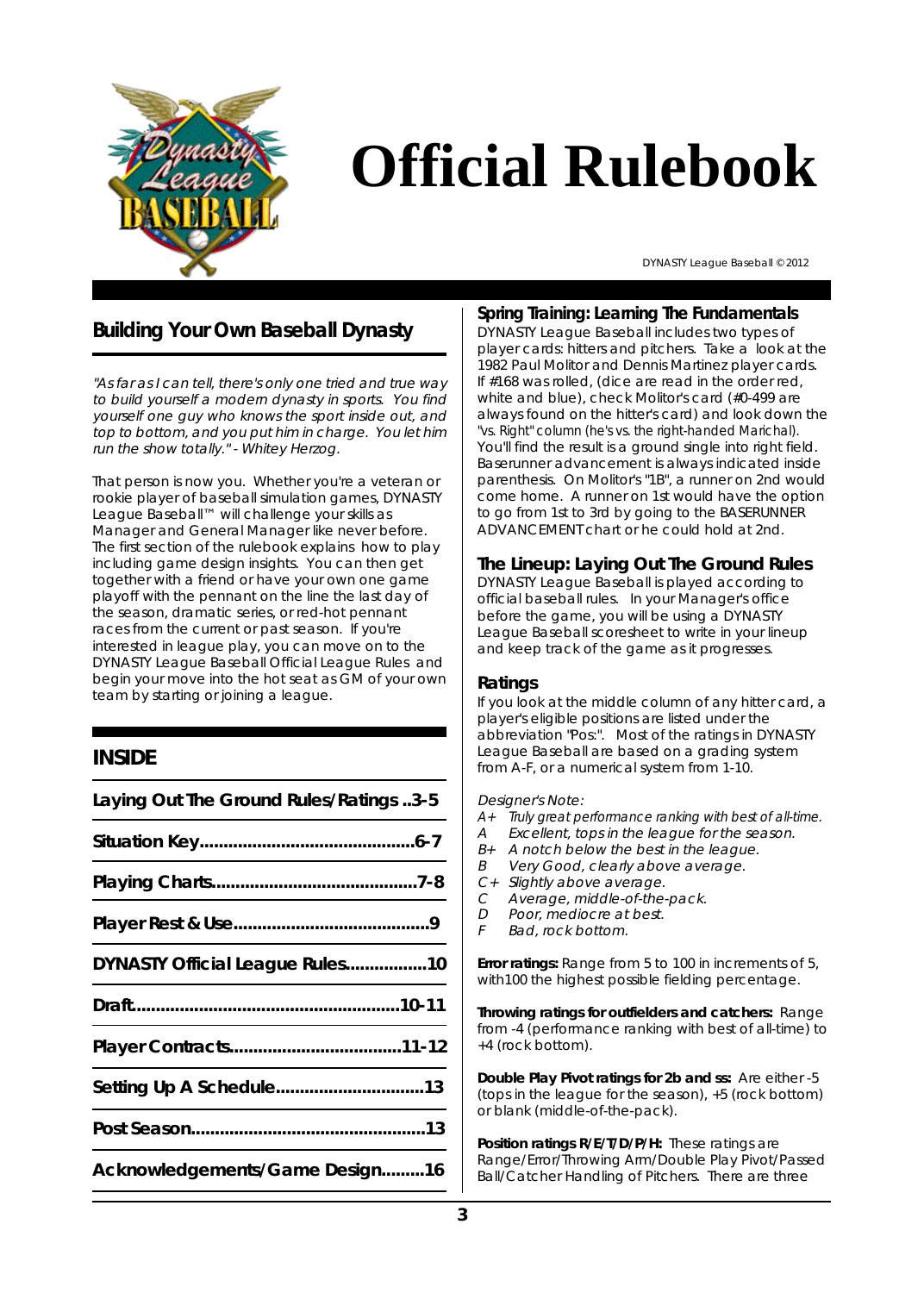# Official Rulebook

DYNASTY League Baseball © 2012

## Building Your Own Baseball Dynasty

*"As far as I can tell, there's only one tried and true way to build yourself a modern dynasty in sports. You find yourself one guy who knows the sport inside out, and top to bottom, and you put him in charge. You let him run the show totally." - Whitey Herzog.*

That person is now you. Whether you're a veteran or rookie player of baseball simulation games, DYNASTY League Baseball™ will challenge your skills as Manager and General Manager like never before. The first section of the rulebook explains how to play including game design insights. You can then get together with a friend or have your own one game playoff with the pennant on the line the last day of the season, dramatic series, or red-hot pennant races from the current or past season. If you're interested in league play, you can move on to the DYNASTY League Baseball Official League Rules and begin your move into the hot seat as GM of your own team by starting or joining a league.

## INSIDE

| | |
|---|---|
| **Laying Out The Ground Rules/Ratings** | **3-5** |
| **Situation Key** | **6-7** |
| **Playing Charts** | **7-8** |
| **Player Rest & Use** | **9** |
| **DYNASTY Official League Rules** | **10** |
| **Draft** | **10-11** |
| **Player Contracts** | **11-12** |
| **Setting Up A Schedule** | **13** |
| **Post Season** | **13** |
| **Acknowledgements/Game Design** | **16** |

### Spring Training: Learning The Fundamentals

DYNASTY League Baseball includes two types of player cards: hitters and pitchers. Take a look at the 1982 Paul Molitor and Dennis Martinez player cards. If #168 was rolled, (dice are read in the order red, white and blue), check Molitor's card (#0-499 are always found on the hitter's card) and look down the "vs. Right" column (he's vs. the right-handed Marichal). You'll find the result is a ground single into right field. Baserunner advancement is always indicated inside parenthesis. On Molitor's "1B", a runner on 2nd would come home. A runner on 1st would have the option to go from 1st to 3rd by going to the BASERUNNER ADVANCEMENT chart or he could hold at 2nd.

### The Lineup: Laying Out The Ground Rules

DYNASTY League Baseball is played according to official baseball rules. In your Manager's office before the game, you will be using a DYNASTY League Baseball scoresheet to write in your lineup and keep track of the game as it progresses.

### Ratings

If you look at the middle column of any hitter card, a player's eligible positions are listed under the abbreviation "Pos:". Most of the ratings in DYNASTY League Baseball are based on a grading system from A-F, or a numerical system from 1-10.

*Designer's Note:*

- *A+* *Truly great performance ranking with best of all-time.*
- *A* *Excellent, tops in the league for the season.*
- *B+* *A notch below the best in the league.*
- *B* *Very Good, clearly above average.*
- *C+* *Slightly above average.*
- *C* *Average, middle-of-the-pack.*
- *D* *Poor, mediocre at best.*
- *F* *Bad, rock bottom.*

**Error ratings:** Range from 5 to 100 in increments of 5, with100 the highest possible fielding percentage.

**Throwing ratings for outfielders and catchers:** Range from -4 (performance ranking with best of all-time) to +4 (rock bottom).

**Double Play Pivot ratings for 2b and ss:** Are either -5 (tops in the league for the season), +5 (rock bottom) or blank (middle-of-the-pack).

**Position ratings R/E/T/D/P/H:** These ratings are Range/Error/Throwing Arm/Double Play Pivot/Passed Ball/Catcher Handling of Pitchers. There are three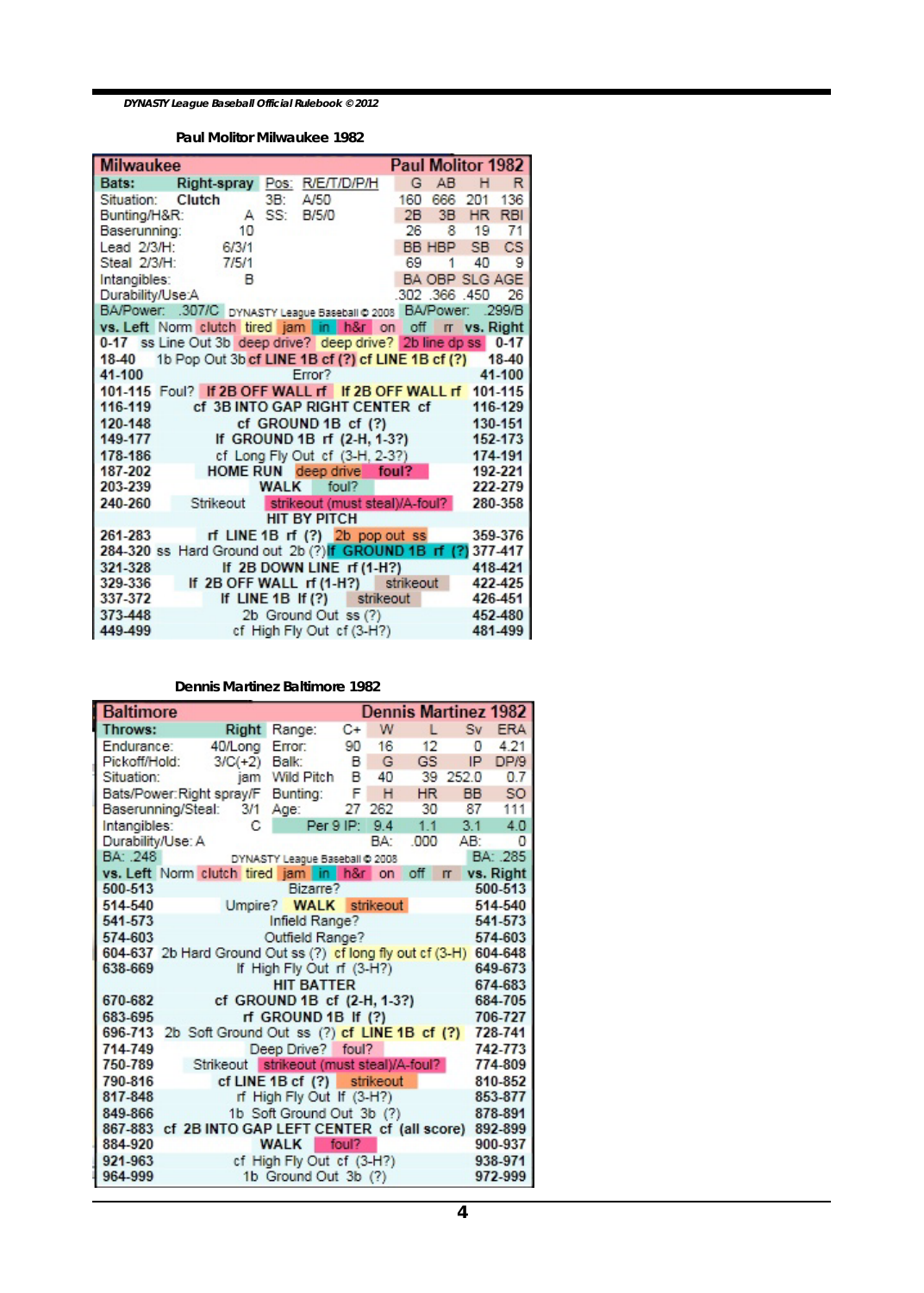#### Paul Molitor Milwaukee 1982

| Milwaukee | | | | Paul Molitor 1982 | | | |
|---|---|---|---|---|---|---|---|
| Bats: Right-spray | Pos: R/E/T/D/P/H | | | G | AB | H | R |
| Situation: Clutch | 3B: A/50 | | | 160 | 666 | 201 | 136 |
| Bunting/H&R: A | SS: B/5/0 | | | 2B | 3B | HR | RBI |
| Baserunning: 10 | | | | 26 | 8 | 19 | 71 |
| Lead 2/3/H: 6/3/1 | | | | BB | HBP | SB | CS |
| Steal 2/3/H: 7/5/1 | | | | 69 | 1 | 40 | 9 |
| Intangibles: B | | | | BA | OBP | SLG | AGE |
| Durability/Use: A | | | | .302 | .366 | .450 | 26 |
| BA/Power: .307/C | DYNASTY League Baseball © 2008 | | | BA/Power: .299/B | | | |

| vs. Left | Norm clutch tired jam in h&r on off rr | vs. Right |
|---|---|---|
| 0-17 | ss Line Out 3b / deep drive? / deep drive? / 2b line dp ss | 0-17 |
| 18-40 | 1b Pop Out 3b / cf LINE 1B cf (?) / cf LINE 1B cf (?) | 18-40 |
| 41-100 | Error? | 41-100 |
| 101-115 | Foul? / lf 2B OFF WALL rf / lf 2B OFF WALL rf | 101-115 |
| 116-119 | cf 3B INTO GAP RIGHT CENTER cf | 116-129 |
| 120-148 | cf GROUND 1B cf (?) | 130-151 |
| 149-177 | lf GROUND 1B rf (2-H, 1-3?) | 152-173 |
| 178-186 | cf Long Fly Out cf (3-H, 2-3?) | 174-191 |
| 187-202 | HOME RUN / deep drive / foul? | 192-221 |
| 203-239 | WALK / foul? | 222-279 |
| 240-260 | Strikeout / strikeout (must steal)/A-foul? | 280-358 |
| | HIT BY PITCH | |
| 261-283 | rf LINE 1B rf (?) / 2b pop out ss | 359-376 |
| 284-320 | ss Hard Ground out 2b (?) / lf GROUND 1B rf (?) | 377-417 |
| 321-328 | lf 2B DOWN LINE rf (1-H?) | 418-421 |
| 329-336 | lf 2B OFF WALL rf (1-H?) / strikeout | 422-425 |
| 337-372 | lf LINE 1B lf (?) / strikeout | 426-451 |
| 373-448 | 2b Ground Out ss (?) | 452-480 |
| 449-499 | cf High Fly Out cf (3-H?) | 481-499 |

#### Dennis Martinez Baltimore 1982

| Baltimore | | | | | Dennis Martinez 1982 | | |
|---|---|---|---|---|---|---|---|
| Throws: Right | Range: | C+ | W | L | Sv | ERA |
| Endurance: 40/Long | Error: | 90 | 16 | 12 | 0 | 4.21 |
| Pickoff/Hold: 3/C(+2) | Balk: | B | G | GS | IP | DP/9 |
| Situation: jam | Wild Pitch | B | 40 | 39 | 252.0 | 0.7 |
| Bats/Power: Right spray/F | Bunting: | F | H | HR | BB | SO |
| Baserunning/Steal: 3/1 | Age: | 27 | 262 | 30 | 87 | 111 |
| Intangibles: C | | Per 9 IP: | 9.4 | 1.1 | 3.1 | 4.0 |
| Durability/Use: A | | BA: | .000 | AB: | | 0 |
| BA: .248 | DYNASTY League Baseball © 2008 | | | | BA: .285 | |

| vs. Left | Norm clutch tired jam in h&r on off rr | vs. Right |
|---|---|---|
| 500-513 | Bizarre? | 500-513 |
| 514-540 | Umpire? / WALK / strikeout | 514-540 |
| 541-573 | Infield Range? | 541-573 |
| 574-603 | Outfield Range? | 574-603 |
| 604-637 | 2b Hard Ground Out ss (?) / cf long fly out cf (3-H) | 604-648 |
| 638-669 | lf High Fly Out rf (3-H?) | 649-673 |
| | HIT BATTER | 674-683 |
| 670-682 | cf GROUND 1B cf (2-H, 1-3?) | 684-705 |
| 683-695 | rf GROUND 1B lf (?) | 706-727 |
| 696-713 | 2b Soft Ground Out ss (?) / cf LINE 1B cf (?) | 728-741 |
| 714-749 | Deep Drive? / foul? | 742-773 |
| 750-789 | Strikeout / strikeout (must steal)/A-foul? | 774-809 |
| 790-816 | cf LINE 1B cf (?) / strikeout | 810-852 |
| 817-848 | rf High Fly Out lf (3-H?) | 853-877 |
| 849-866 | 1b Soft Ground Out 3b (?) | 878-891 |
| 867-883 | cf 2B INTO GAP LEFT CENTER cf (all score) | 892-899 |
| 884-920 | WALK / foul? | 900-937 |
| 921-963 | cf High Fly Out cf (3-H?) | 938-971 |
| 964-999 | 1b Ground Out 3b (?) | 972-999 |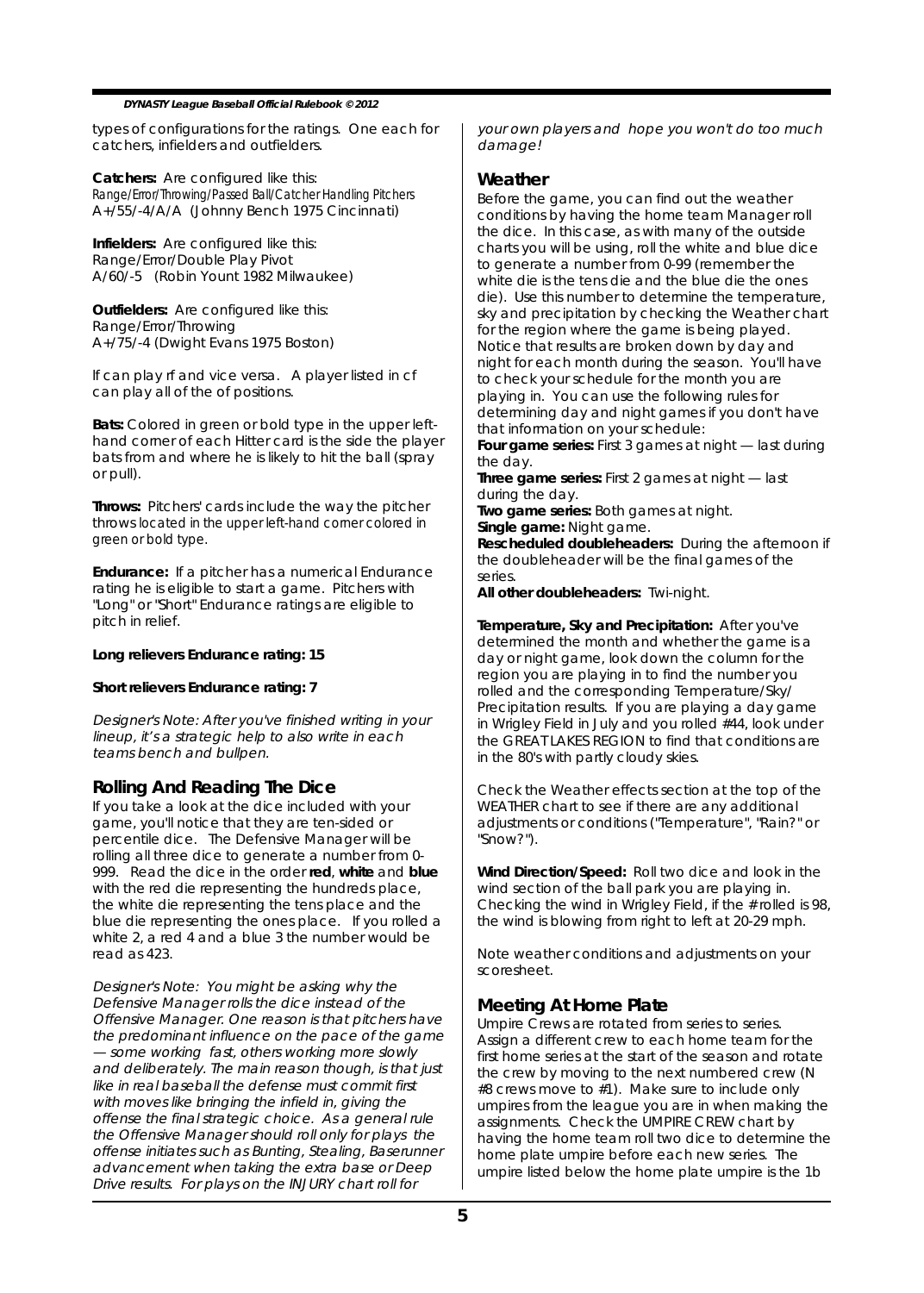types of configurations for the ratings. One each for catchers, infielders and outfielders.

**Catchers:** Are configured like this:
Range/Error/Throwing/Passed Ball/Catcher Handling Pitchers
A+/55/-4/A/A (Johnny Bench 1975 Cincinnati)

**Infielders:** Are configured like this:
Range/Error/Double Play Pivot
A/60/-5 (Robin Yount 1982 Milwaukee)

**Outfielders:** Are configured like this:
Range/Error/Throwing
A+/75/-4 (Dwight Evans 1975 Boston)

lf can play rf and vice versa. A player listed in cf can play all of the of positions.

**Bats:** Colored in green or bold type in the upper left-hand corner of each Hitter card is the side the player bats from and where he is likely to hit the ball (spray or pull).

**Throws:** Pitchers' cards include the way the pitcher throws located in the upper left-hand corner colored in green or bold type.

**Endurance:** If a pitcher has a numerical Endurance rating he is eligible to start a game. Pitchers with "Long" or "Short" Endurance ratings are eligible to pitch in relief.

**Long relievers Endurance rating: 15**

**Short relievers Endurance rating: 7**

*Designer's Note: After you've finished writing in your lineup, it's a strategic help to also write in each teams bench and bullpen.*

## Rolling And Reading The Dice

If you take a look at the dice included with your game, you'll notice that they are ten-sided or percentile dice. The Defensive Manager will be rolling all three dice to generate a number from 0-999. Read the dice in the order **red**, **white** and **blue** with the red die representing the hundreds place, the white die representing the tens place and the blue die representing the ones place. If you rolled a white 2, a red 4 and a blue 3 the number would be read as 423.

*Designer's Note: You might be asking why the Defensive Manager rolls the dice instead of the Offensive Manager. One reason is that pitchers have the predominant influence on the pace of the game — some working fast, others working more slowly and deliberately. The main reason though, is that just like in real baseball the defense must commit first with moves like bringing the infield in, giving the offense the final strategic choice. As a general rule the Offensive Manager should roll only for plays the offense initiates such as Bunting, Stealing, Baserunner advancement when taking the extra base or Deep Drive results. For plays on the INJURY chart roll for your own players and hope you won't do too much damage!*

## Weather

Before the game, you can find out the weather conditions by having the home team Manager roll the dice. In this case, as with many of the outside charts you will be using, roll the white and blue dice to generate a number from 0-99 (remember the white die is the tens die and the blue die the ones die). Use this number to determine the temperature, sky and precipitation by checking the Weather chart for the region where the game is being played. Notice that results are broken down by day and night for each month during the season. You'll have to check your schedule for the month you are playing in. You can use the following rules for determining day and night games if you don't have that information on your schedule:

**Four game series:** First 3 games at night — last during the day.
**Three game series:** First 2 games at night — last during the day.
**Two game series:** Both games at night.
**Single game:** Night game.
**Rescheduled doubleheaders:** During the afternoon if the doubleheader will be the final games of the series.
**All other doubleheaders:** Twi-night.

**Temperature, Sky and Precipitation:** After you've determined the month and whether the game is a day or night game, look down the column for the region you are playing in to find the number you rolled and the corresponding Temperature/Sky/Precipitation results. If you are playing a day game in Wrigley Field in July and you rolled #44, look under the GREAT LAKES REGION to find that conditions are in the 80's with partly cloudy skies.

Check the Weather effects section at the top of the WEATHER chart to see if there are any additional adjustments or conditions ("Temperature", "Rain?" or "Snow?").

**Wind Direction/Speed:** Roll two dice and look in the wind section of the ball park you are playing in. Checking the wind in Wrigley Field, if the # rolled is 98, the wind is blowing from right to left at 20-29 mph.

Note weather conditions and adjustments on your scoresheet.

## Meeting At Home Plate

Umpire Crews are rotated from series to series. Assign a different crew to each home team for the first home series at the start of the season and rotate the crew by moving to the next numbered crew (N #8 crews move to #1). Make sure to include only umpires from the league you are in when making the assignments. Check the UMPIRE CREW chart by having the home team roll two dice to determine the home plate umpire before each new series. The umpire listed below the home plate umpire is the 1b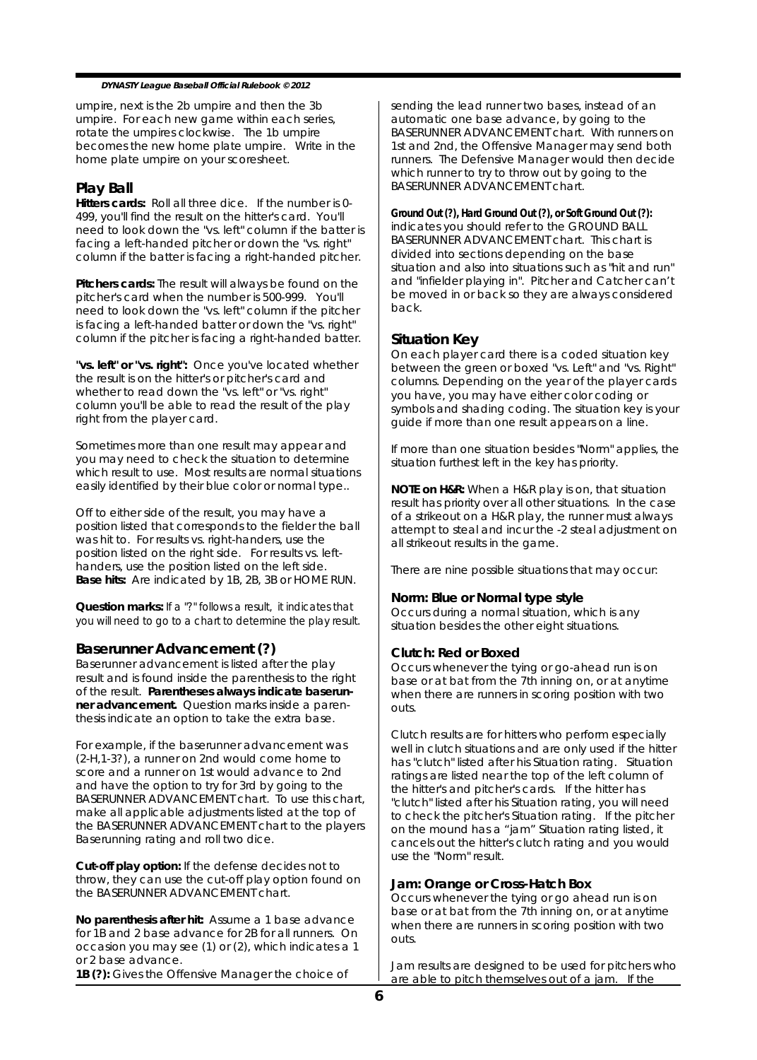umpire, next is the 2b umpire and then the 3b umpire. For each new game within each series, rotate the umpires clockwise. The 1b umpire becomes the new home plate umpire. Write in the home plate umpire on your scoresheet.

## Play Ball

**Hitters cards:** Roll all three dice. If the number is 0-499, you'll find the result on the hitter's card. You'll need to look down the "vs. left" column if the batter is facing a left-handed pitcher or down the "vs. right" column if the batter is facing a right-handed pitcher.

**Pitchers cards:** The result will always be found on the pitcher's card when the number is 500-999. You'll need to look down the "vs. left" column if the pitcher is facing a left-handed batter or down the "vs. right" column if the pitcher is facing a right-handed batter.

**"vs. left" or "vs. right":** Once you've located whether the result is on the hitter's or pitcher's card and whether to read down the "vs. left" or "vs. right" column you'll be able to read the result of the play right from the player card.

Sometimes more than one result may appear and you may need to check the situation to determine which result to use. Most results are normal situations easily identified by their blue color or normal type..

Off to either side of the result, you may have a position listed that corresponds to the fielder the ball was hit to. For results vs. right-handers, use the position listed on the right side. For results vs. left-handers, use the position listed on the left side.
**Base hits:** Are indicated by 1B, 2B, 3B or HOME RUN.

**Question marks:** If a "?" follows a result, it indicates that you will need to go to a chart to determine the play result.

## Baserunner Advancement (?)

Baserunner advancement is listed after the play result and is found inside the parenthesis to the right of the result. **Parentheses always indicate baserunner advancement.** Question marks inside a parenthesis indicate an option to take the extra base.

For example, if the baserunner advancement was (2-H,1-3?), a runner on 2nd would come home to score and a runner on 1st would advance to 2nd and have the option to try for 3rd by going to the BASERUNNER ADVANCEMENT chart. To use this chart, make all applicable adjustments listed at the top of the BASERUNNER ADVANCEMENT chart to the players Baserunning rating and roll two dice.

**Cut-off play option:** If the defense decides not to throw, they can use the cut-off play option found on the BASERUNNER ADVANCEMENT chart.

**No parenthesis after hit:** Assume a 1 base advance for 1B and 2 base advance for 2B for all runners. On occasion you may see (1) or (2), which indicates a 1 or 2 base advance.
**1B (?):** Gives the Offensive Manager the choice of sending the lead runner two bases, instead of an automatic one base advance, by going to the BASERUNNER ADVANCEMENT chart. With runners on 1st and 2nd, the Offensive Manager may send both runners. The Defensive Manager would then decide which runner to try to throw out by going to the BASERUNNER ADVANCEMENT chart.

**Ground Out (?), Hard Ground Out (?), or Soft Ground Out (?):** indicates you should refer to the GROUND BALL BASERUNNER ADVANCEMENT chart. This chart is divided into sections depending on the base situation and also into situations such as "hit and run" and "infielder playing in". Pitcher and Catcher can't be moved in or back so they are always considered back.

## Situation Key

On each player card there is a coded situation key between the green or boxed "vs. Left" and "vs. Right" columns. Depending on the year of the player cards you have, you may have either color coding or symbols and shading coding. The situation key is your guide if more than one result appears on a line.

If more than one situation besides "Norm" applies, the situation furthest left in the key has priority.

**NOTE on H&R:** When a H&R play is on, that situation result has priority over all other situations. In the case of a strikeout on a H&R play, the runner must always attempt to steal and incur the -2 steal adjustment on all strikeout results in the game.

There are nine possible situations that may occur:

### Norm: Blue or Normal type style

Occurs during a normal situation, which is any situation besides the other eight situations.

### Clutch: Red or Boxed

Occurs whenever the tying or go-ahead run is on base or at bat from the 7th inning on, or at anytime when there are runners in scoring position with two outs.

Clutch results are for hitters who perform especially well in clutch situations and are only used if the hitter has "clutch" listed after his Situation rating. Situation ratings are listed near the top of the left column of the hitter's and pitcher's cards. If the hitter has "clutch" listed after his Situation rating, you will need to check the pitcher's Situation rating. If the pitcher on the mound has a "jam" Situation rating listed, it cancels out the hitter's clutch rating and you would use the "Norm" result.

### Jam: Orange or Cross-Hatch Box

Occurs whenever the tying or go ahead run is on base or at bat from the 7th inning on, or at anytime when there are runners in scoring position with two outs.

Jam results are designed to be used for pitchers who are able to pitch themselves out of a jam. If the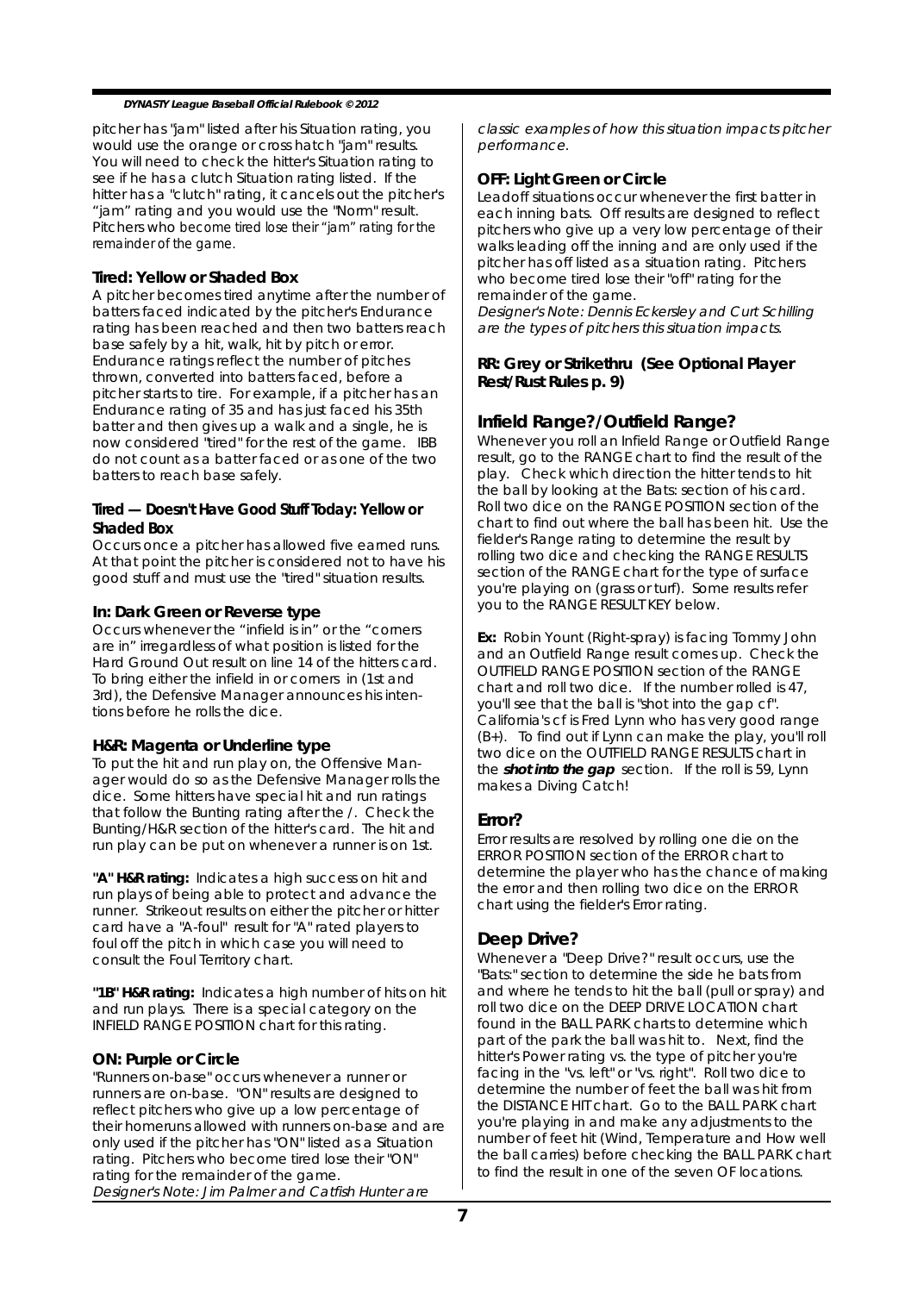pitcher has "jam" listed after his Situation rating, you would use the orange or cross hatch "jam" results. You will need to check the hitter's Situation rating to see if he has a clutch Situation rating listed. If the hitter has a "clutch" rating, it cancels out the pitcher's "jam" rating and you would use the "Norm" result. Pitchers who become tired lose their "jam" rating for the remainder of the game.

### Tired: Yellow or Shaded Box

A pitcher becomes tired anytime after the number of batters faced indicated by the pitcher's Endurance rating has been reached and then two batters reach base safely by a hit, walk, hit by pitch or error. Endurance ratings reflect the number of pitches thrown, converted into batters faced, before a pitcher starts to tire. For example, if a pitcher has an Endurance rating of 35 and has just faced his 35th batter and then gives up a walk and a single, he is now considered "tired" for the rest of the game. IBB do not count as a batter faced or as one of the two batters to reach base safely.

### Tired — Doesn't Have Good Stuff Today: Yellow or Shaded Box

Occurs once a pitcher has allowed five earned runs. At that point the pitcher is considered not to have his good stuff and must use the "tired" situation results.

### In: Dark Green or Reverse type

Occurs whenever the "infield is in" or the "corners are in" irregardless of what position is listed for the Hard Ground Out result on line 14 of the hitters card. To bring either the infield in or corners in (1st and 3rd), the Defensive Manager announces his intentions before he rolls the dice.

### H&R: Magenta or Underline type

To put the hit and run play on, the Offensive Manager would do so as the Defensive Manager rolls the dice. Some hitters have special hit and run ratings that follow the Bunting rating after the /. Check the Bunting/H&R section of the hitter's card. The hit and run play can be put on whenever a runner is on 1st.

**"A" H&R rating:** Indicates a high success on hit and run plays of being able to protect and advance the runner. Strikeout results on either the pitcher or hitter card have a "A-foul" result for "A" rated players to foul off the pitch in which case you will need to consult the Foul Territory chart.

**"1B" H&R rating:** Indicates a high number of hits on hit and run plays. There is a special category on the INFIELD RANGE POSITION chart for this rating.

### ON: Purple or Circle

"Runners on-base" occurs whenever a runner or runners are on-base. "ON" results are designed to reflect pitchers who give up a low percentage of their homeruns allowed with runners on-base and are only used if the pitcher has "ON" listed as a Situation rating. Pitchers who become tired lose their "ON" rating for the remainder of the game.
*Designer's Note: Jim Palmer and Catfish Hunter are classic examples of how this situation impacts pitcher performance.*

### OFF: Light Green or Circle

Leadoff situations occur whenever the first batter in each inning bats. Off results are designed to reflect pitchers who give up a very low percentage of their walks leading off the inning and are only used if the pitcher has off listed as a situation rating. Pitchers who become tired lose their "off" rating for the remainder of the game.
*Designer's Note: Dennis Eckersley and Curt Schilling are the types of pitchers this situation impacts.*

### RR: Grey or Strikethru (See Optional Player Rest/Rust Rules p. 9)

## Infield Range?/Outfield Range?

Whenever you roll an Infield Range or Outfield Range result, go to the RANGE chart to find the result of the play. Check which direction the hitter tends to hit the ball by looking at the Bats: section of his card. Roll two dice on the RANGE POSITION section of the chart to find out where the ball has been hit. Use the fielder's Range rating to determine the result by rolling two dice and checking the RANGE RESULTS section of the RANGE chart for the type of surface you're playing on (grass or turf). Some results refer you to the RANGE RESULT KEY below.

**Ex:** Robin Yount (Right-spray) is facing Tommy John and an Outfield Range result comes up. Check the OUTFIELD RANGE POSITION section of the RANGE chart and roll two dice. If the number rolled is 47, you'll see that the ball is "shot into the gap cf". California's cf is Fred Lynn who has very good range (B+). To find out if Lynn can make the play, you'll roll two dice on the OUTFIELD RANGE RESULTS chart in the ***shot into the gap*** section. If the roll is 59, Lynn makes a Diving Catch!

## Error?

Error results are resolved by rolling one die on the ERROR POSITION section of the ERROR chart to determine the player who has the chance of making the error and then rolling two dice on the ERROR chart using the fielder's Error rating.

## Deep Drive?

Whenever a "Deep Drive?" result occurs, use the "Bats:" section to determine the side he bats from and where he tends to hit the ball (pull or spray) and roll two dice on the DEEP DRIVE LOCATION chart found in the BALL PARK charts to determine which part of the park the ball was hit to. Next, find the hitter's Power rating vs. the type of pitcher you're facing in the "vs. left" or "vs. right". Roll two dice to determine the number of feet the ball was hit from the DISTANCE HIT chart. Go to the BALL PARK chart you're playing in and make any adjustments to the number of feet hit (Wind, Temperature and How well the ball carries) before checking the BALL PARK chart to find the result in one of the seven OF locations.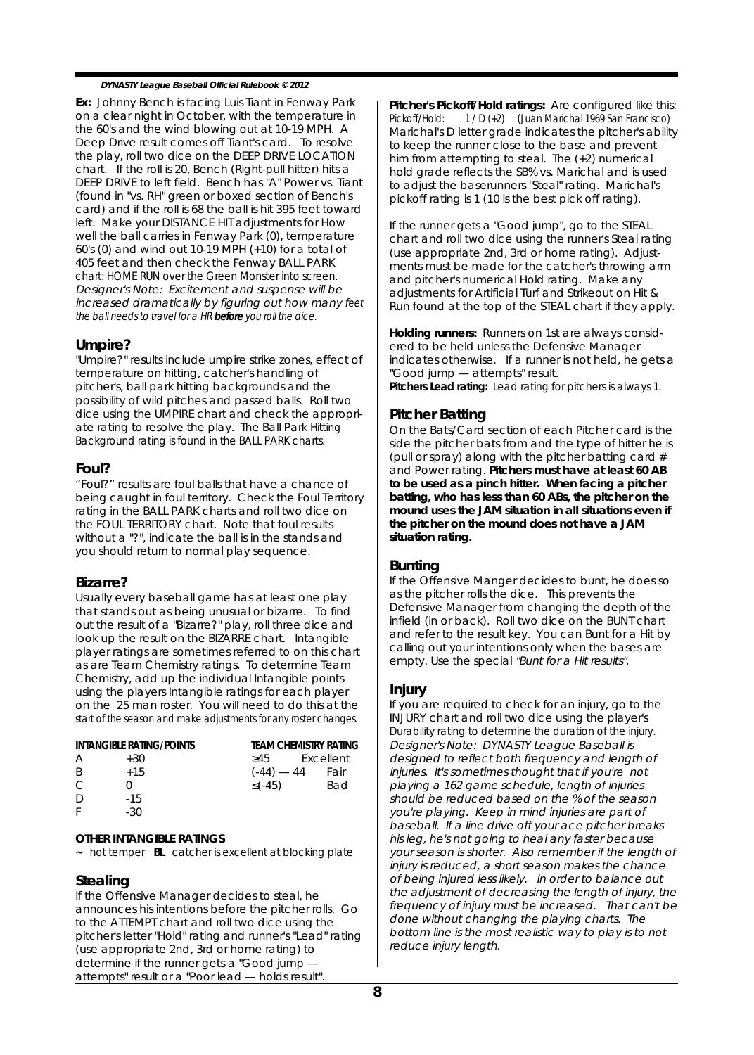**Ex:** Johnny Bench is facing Luis Tiant in Fenway Park on a clear night in October, with the temperature in the 60's and the wind blowing out at 10-19 MPH. A Deep Drive result comes off Tiant's card. To resolve the play, roll two dice on the DEEP DRIVE LOCATION chart. If the roll is 20, Bench (Right-pull hitter) hits a DEEP DRIVE to left field. Bench has "A" Power vs. Tiant (found in "vs. RH" green or boxed section of Bench's card) and if the roll is 68 the ball is hit 395 feet toward left. Make your DISTANCE HIT adjustments for How well the ball carries in Fenway Park (0), temperature 60's (0) and wind out 10-19 MPH (+10) for a total of 405 feet and then check the Fenway BALL PARK chart: HOME RUN over the Green Monster into screen. *Designer's Note: Excitement and suspense will be increased dramatically by figuring out how many feet the ball needs to travel for a HR **before** you roll the dice.*

## Umpire?

"Umpire?" results include umpire strike zones, effect of temperature on hitting, catcher's handling of pitcher's, ball park hitting backgrounds and the possibility of wild pitches and passed balls. Roll two dice using the UMPIRE chart and check the appropriate rating to resolve the play. The Ball Park Hitting Background rating is found in the BALL PARK charts.

## Foul?

"Foul?" results are foul balls that have a chance of being caught in foul territory. Check the Foul Territory rating in the BALL PARK charts and roll two dice on the FOUL TERRITORY chart. Note that foul results without a "?", indicate the ball is in the stands and you should return to normal play sequence.

## Bizarre?

Usually every baseball game has at least one play that stands out as being unusual or bizarre. To find out the result of a "Bizarre?" play, roll three dice and look up the result on the BIZARRE chart. Intangible player ratings are sometimes referred to on this chart as are Team Chemistry ratings. To determine Team Chemistry, add up the individual Intangible points using the players Intangible ratings for each player on the 25 man roster. You will need to do this at the start of the season and make adjustments for any roster changes.

| INTANGIBLE RATING/POINTS | | TEAM CHEMISTRY RATING | |
|---|---|---|---|
| A | +30 | ≥45 | Excellent |
| B | +15 | (-44) — 44 | Fair |
| C | 0 | ≤(-45) | Bad |
| D | -15 | | |
| F | -30 | | |

**OTHER INTANGIBLE RATINGS**

~ hot temper **BL** catcher is excellent at blocking plate

## Stealing

If the Offensive Manager decides to steal, he announces his intentions before the pitcher rolls. Go to the ATTEMPT chart and roll two dice using the pitcher's letter "Hold" rating and runner's "Lead" rating (use appropriate 2nd, 3rd or home rating) to determine if the runner gets a "Good jump — attempts" result or a "Poor lead — holds result".

**Pitcher's Pickoff/Hold ratings:** Are configured like this: *Pickoff/Hold: 1 / D (+2) (Juan Marichal 1969 San Francisco)* Marichal's D letter grade indicates the pitcher's ability to keep the runner close to the base and prevent him from attempting to steal. The (+2) numerical hold grade reflects the SB% vs. Marichal and is used to adjust the baserunners "Steal" rating. Marichal's pickoff rating is 1 (10 is the best pick off rating).

If the runner gets a "Good jump", go to the STEAL chart and roll two dice using the runner's Steal rating (use appropriate 2nd, 3rd or home rating). Adjustments must be made for the catcher's throwing arm and pitcher's numerical Hold rating. Make any adjustments for Artificial Turf and Strikeout on Hit & Run found at the top of the STEAL chart if they apply.

**Holding runners:** Runners on 1st are always considered to be held unless the Defensive Manager indicates otherwise. If a runner is not held, he gets a "Good jump — attempts" result.
**Pitchers Lead rating:** Lead rating for pitchers is always 1.

## Pitcher Batting

On the Bats/Card section of each Pitcher card is the side the pitcher bats from and the type of hitter he is (pull or spray) along with the pitcher batting card # and Power rating. **Pitchers must have at least 60 AB to be used as a pinch hitter. When facing a pitcher batting, who has less than 60 ABs, the pitcher on the mound uses the JAM situation in all situations even if the pitcher on the mound does not have a JAM situation rating.**

## Bunting

If the Offensive Manger decides to bunt, he does so as the pitcher rolls the dice. This prevents the Defensive Manager from changing the depth of the infield (in or back). Roll two dice on the BUNT chart and refer to the result key. You can Bunt for a Hit by calling out your intentions only when the bases are empty. Use the special *"Bunt for a Hit results".*

## Injury

If you are required to check for an injury, go to the INJURY chart and roll two dice using the player's Durability rating to determine the duration of the injury. *Designer's Note: DYNASTY League Baseball is designed to reflect both frequency and length of injuries. It's sometimes thought that if you're not playing a 162 game schedule, length of injuries should be reduced based on the % of the season you're playing. Keep in mind injuries are part of baseball. If a line drive off your ace pitcher breaks his leg, he's not going to heal any faster because your season is shorter. Also remember if the length of injury is reduced, a short season makes the chance of being injured less likely. In order to balance out the adjustment of decreasing the length of injury, the frequency of injury must be increased. That can't be done without changing the playing charts. The bottom line is the most realistic way to play is to not reduce injury length.*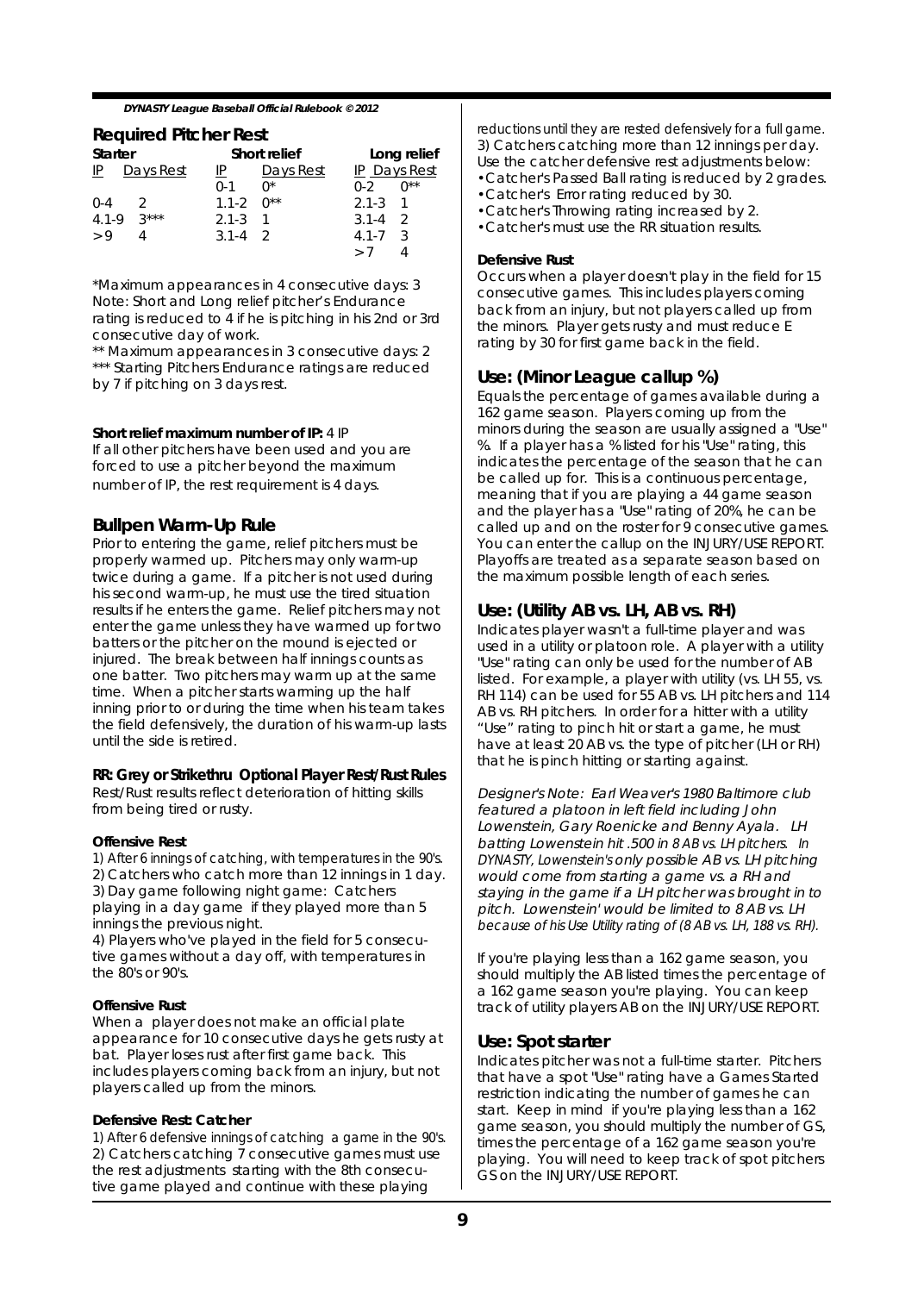## Required Pitcher Rest

| Starter | | Short relief | | Long relief | |
|---|---|---|---|---|---|
| IP | Days Rest | IP | Days Rest | IP | Days Rest |
| | | 0-1 | 0* | 0-2 | 0** |
| 0-4 | 2 | 1.1-2 | 0** | 2.1-3 | 1 |
| 4.1-9 | 3*** | 2.1-3 | 1 | 3.1-4 | 2 |
| >9 | 4 | 3.1-4 | 2 | 4.1-7 | 3 |
| | | | | >7 | 4 |

*Maximum appearances in 4 consecutive days: 3
Note: Short and Long relief pitcher's Endurance rating is reduced to 4 if he is pitching in his 2nd or 3rd consecutive day of work.
** Maximum appearances in 3 consecutive days: 2
*** Starting Pitchers Endurance ratings are reduced by 7 if pitching on 3 days rest.

**Short relief maximum number of IP:** 4 IP
If all other pitchers have been used and you are forced to use a pitcher beyond the maximum number of IP, the rest requirement is 4 days.

## Bullpen Warm-Up Rule

Prior to entering the game, relief pitchers must be properly warmed up. Pitchers may only warm-up twice during a game. If a pitcher is not used during his second warm-up, he must use the tired situation results if he enters the game. Relief pitchers may not enter the game unless they have warmed up for two batters or the pitcher on the mound is ejected or injured. The break between half innings counts as one batter. Two pitchers may warm up at the same time. When a pitcher starts warming up the half inning prior to or during the time when his team takes the field defensively, the duration of his warm-up lasts until the side is retired.

**RR: Grey or Strikethru Optional Player Rest/Rust Rules**
Rest/Rust results reflect deterioration of hitting skills from being tired or rusty.

**Offensive Rest**

1) After 6 innings of catching, with temperatures in the 90's.
2) Catchers who catch more than 12 innings in 1 day.
3) Day game following night game: Catchers playing in a day game if they played more than 5 innings the previous night.
4) Players who've played in the field for 5 consecutive games without a day off, with temperatures in the 80's or 90's.

**Offensive Rust**

When a player does not make an official plate appearance for 10 consecutive days he gets rusty at bat. Player loses rust after first game back. This includes players coming back from an injury, but not players called up from the minors.

**Defensive Rest: Catcher**

1) After 6 defensive innings of catching a game in the 90's.
2) Catchers catching 7 consecutive games must use the rest adjustments starting with the 8th consecutive game played and continue with these playing reductions until they are rested defensively for a full game.
3) Catchers catching more than 12 innings per day.
Use the catcher defensive rest adjustments below:

- Catcher's Passed Ball rating is reduced by 2 grades.
- Catcher's Error rating reduced by 30.
- Catcher's Throwing rating increased by 2.
- Catcher's must use the RR situation results.

**Defensive Rust**

Occurs when a player doesn't play in the field for 15 consecutive games. This includes players coming back from an injury, but not players called up from the minors. Player gets rusty and must reduce E rating by 30 for first game back in the field.

## Use: (Minor League callup %)

Equals the percentage of games available during a 162 game season. Players coming up from the minors during the season are usually assigned a "Use" %. If a player has a % listed for his "Use" rating, this indicates the percentage of the season that he can be called up for. This is a continuous percentage, meaning that if you are playing a 44 game season and the player has a "Use" rating of 20%, he can be called up and on the roster for 9 consecutive games. You can enter the callup on the INJURY/USE REPORT. Playoffs are treated as a separate season based on the maximum possible length of each series.

## Use: (Utility AB vs. LH, AB vs. RH)

Indicates player wasn't a full-time player and was used in a utility or platoon role. A player with a utility "Use" rating can only be used for the number of AB listed. For example, a player with utility (vs. LH 55, vs. RH 114) can be used for 55 AB vs. LH pitchers and 114 AB vs. RH pitchers. In order for a hitter with a utility "Use" rating to pinch hit or start a game, he must have at least 20 AB vs. the type of pitcher (LH or RH) that he is pinch hitting or starting against.

*Designer's Note: Earl Weaver's 1980 Baltimore club featured a platoon in left field including John Lowenstein, Gary Roenicke and Benny Ayala. LH batting Lowenstein hit .500 in 8 AB vs. LH pitchers. In DYNASTY, Lowenstein's only possible AB vs. LH pitching would come from starting a game vs. a RH and staying in the game if a LH pitcher was brought in to pitch. Lowenstein' would be limited to 8 AB vs. LH because of his Use Utility rating of (8 AB vs. LH, 188 vs. RH).*

If you're playing less than a 162 game season, you should multiply the AB listed times the percentage of a 162 game season you're playing. You can keep track of utility players AB on the INJURY/USE REPORT.

## Use: Spot starter

Indicates pitcher was not a full-time starter. Pitchers that have a spot "Use" rating have a Games Started restriction indicating the number of games he can start. Keep in mind if you're playing less than a 162 game season, you should multiply the number of GS, times the percentage of a 162 game season you're playing. You will need to keep track of spot pitchers GS on the INJURY/USE REPORT.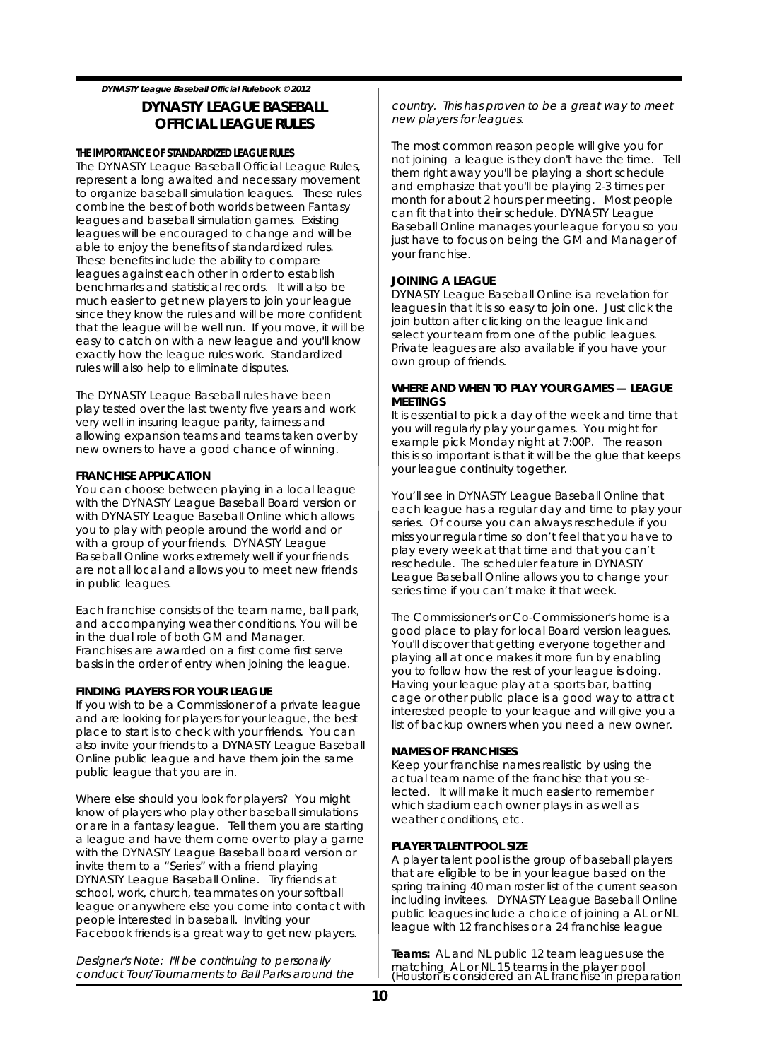# DYNASTY LEAGUE BASEBALL OFFICIAL LEAGUE RULES

### THE IMPORTANCE OF STANDARDIZED LEAGUE RULES

The DYNASTY League Baseball Official League Rules, represent a long awaited and necessary movement to organize baseball simulation leagues. These rules combine the best of both worlds between Fantasy leagues and baseball simulation games. Existing leagues will be encouraged to change and will be able to enjoy the benefits of standardized rules. These benefits include the ability to compare leagues against each other in order to establish benchmarks and statistical records. It will also be much easier to get new players to join your league since they know the rules and will be more confident that the league will be well run. If you move, it will be easy to catch on with a new league and you'll know exactly how the league rules work. Standardized rules will also help to eliminate disputes.

The DYNASTY League Baseball rules have been play tested over the last twenty five years and work very well in insuring league parity, fairness and allowing expansion teams and teams taken over by new owners to have a good chance of winning.

### FRANCHISE APPLICATION

You can choose between playing in a local league with the DYNASTY League Baseball Board version or with DYNASTY League Baseball Online which allows you to play with people around the world and or with a group of your friends. DYNASTY League Baseball Online works extremely well if your friends are not all local and allows you to meet new friends in public leagues.

Each franchise consists of the team name, ball park, and accompanying weather conditions. You will be in the dual role of both GM and Manager. Franchises are awarded on a first come first serve basis in the order of entry when joining the league.

### FINDING PLAYERS FOR YOUR LEAGUE

If you wish to be a Commissioner of a private league and are looking for players for your league, the best place to start is to check with your friends. You can also invite your friends to a DYNASTY League Baseball Online public league and have them join the same public league that you are in.

Where else should you look for players? You might know of players who play other baseball simulations or are in a fantasy league. Tell them you are starting a league and have them come over to play a game with the DYNASTY League Baseball board version or invite them to a "Series" with a friend playing DYNASTY League Baseball Online. Try friends at school, work, church, teammates on your softball league or anywhere else you come into contact with people interested in baseball. Inviting your Facebook friends is a great way to get new players.

*Designer's Note: I'll be continuing to personally conduct Tour/Tournaments to Ball Parks around the country. This has proven to be a great way to meet new players for leagues.*

The most common reason people will give you for not joining a league is they don't have the time. Tell them right away you'll be playing a short schedule and emphasize that you'll be playing 2-3 times per month for about 2 hours per meeting. Most people can fit that into their schedule. DYNASTY League Baseball Online manages your league for you so you just have to focus on being the GM and Manager of your franchise.

### JOINING A LEAGUE

DYNASTY League Baseball Online is a revelation for leagues in that it is so easy to join one. Just click the join button after clicking on the league link and select your team from one of the public leagues. Private leagues are also available if you have your own group of friends.

### WHERE AND WHEN TO PLAY YOUR GAMES — LEAGUE MEETINGS

It is essential to pick a day of the week and time that you will regularly play your games. You might for example pick Monday night at 7:00P. The reason this is so important is that it will be the glue that keeps your league continuity together.

You'll see in DYNASTY League Baseball Online that each league has a regular day and time to play your series. Of course you can always reschedule if you miss your regular time so don't feel that you have to play every week at that time and that you can't reschedule. The scheduler feature in DYNASTY League Baseball Online allows you to change your series time if you can't make it that week.

The Commissioner's or Co-Commissioner's home is a good place to play for local Board version leagues. You'll discover that getting everyone together and playing all at once makes it more fun by enabling you to follow how the rest of your league is doing. Having your league play at a sports bar, batting cage or other public place is a good way to attract interested people to your league and will give you a list of backup owners when you need a new owner.

### NAMES OF FRANCHISES

Keep your franchise names realistic by using the actual team name of the franchise that you selected. It will make it much easier to remember which stadium each owner plays in as well as weather conditions, etc.

### PLAYER TALENT POOL SIZE

A player talent pool is the group of baseball players that are eligible to be in your league based on the spring training 40 man roster list of the current season including invitees. DYNASTY League Baseball Online public leagues include a choice of joining a AL or NL league with 12 franchises or a 24 franchise league

**Teams:** AL and NL public 12 team leagues use the matching AL or NL 15 teams in the player pool (Houston is considered an AL franchise in preparation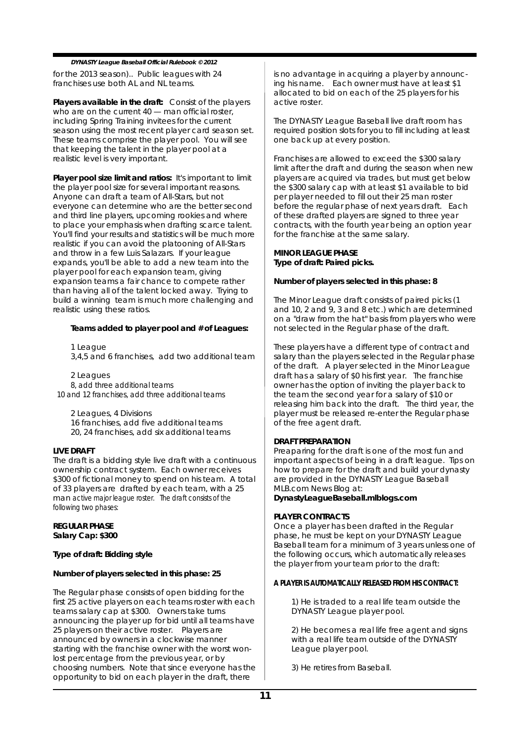for the 2013 season).. Public leagues with 24 franchises use both AL and NL teams.

**Players available in the draft:** Consist of the players who are on the current 40 — man official roster, including Spring Training invitees for the current season using the most recent player card season set. These teams comprise the player pool. You will see that keeping the talent in the player pool at a realistic level is very important.

**Player pool size limit and ratios:** It's important to limit the player pool size for several important reasons. Anyone can draft a team of All-Stars, but not everyone can determine who are the better second and third line players, upcoming rookies and where to place your emphasis when drafting scarce talent. You'll find your results and statistics will be much more realistic if you can avoid the platooning of All-Stars and throw in a few Luis Salazars. If your league expands, you'll be able to add a new team into the player pool for each expansion team, giving expansion teams a fair chance to compete rather than having all of the talent locked away. Trying to build a winning team is much more challenging and realistic using these ratios.

**Teams added to player pool and # of Leagues:**

1 League
3,4,5 and 6 franchises, add two additional team

2 Leagues
8, add three additional teams
10 and 12 franchises, add three additional teams

2 Leagues, 4 Divisions
16 franchises, add five additional teams
20, 24 franchises, add six additional teams

**LIVE DRAFT**
The draft is a bidding style live draft with a continuous ownership contract system. Each owner receives $300 of fictional money to spend on his team. A total of 33 players are drafted by each team, with a 25 man active major league roster. The draft consists of the following two phases:

**REGULAR PHASE**
**Salary Cap: $300**

**Type of draft: Bidding style**

**Number of players selected in this phase: 25**

The Regular phase consists of open bidding for the first 25 active players on each teams roster with each teams salary cap at $300. Owners take turns announcing the player up for bid until all teams have 25 players on their active roster. Players are announced by owners in a clockwise manner starting with the franchise owner with the worst won-lost percentage from the previous year, or by choosing numbers. Note that since everyone has the opportunity to bid on each player in the draft, there is no advantage in acquiring a player by announcing his name. Each owner must have at least $1 allocated to bid on each of the 25 players for his active roster.

The DYNASTY League Baseball live draft room has required position slots for you to fill including at least one back up at every position.

Franchises are allowed to exceed the $300 salary limit after the draft and during the season when new players are acquired via trades, but must get below the $300 salary cap with at least $1 available to bid per player needed to fill out their 25 man roster before the regular phase of next years draft. Each of these drafted players are signed to three year contracts, with the fourth year being an option year for the franchise at the same salary.

**MINOR LEAGUE PHASE**
**Type of draft: Paired picks.**

**Number of players selected in this phase: 8**

The Minor League draft consists of paired picks (1 and 10, 2 and 9, 3 and 8 etc.) which are determined on a "draw from the hat" basis from players who were not selected in the Regular phase of the draft.

These players have a different type of contract and salary than the players selected in the Regular phase of the draft. A player selected in the Minor League draft has a salary of $0 his first year. The franchise owner has the option of inviting the player back to the team the second year for a salary of $10 or releasing him back into the draft. The third year, the player must be released re-enter the Regular phase of the free agent draft.

**DRAFT PREPARATION**
Preaparing for the draft is one of the most fun and important aspects of being in a draft league. Tips on how to prepare for the draft and build your dynasty are provided in the DYNASTY League Baseball MLB.com News Blog at:
**DynastyLeagueBaseball.mlblogs.com**

**PLAYER CONTRACTS**
Once a player has been drafted in the Regular phase, he must be kept on your DYNASTY League Baseball team for a minimum of 3 years unless one of the following occurs, which automatically releases the player from your team prior to the draft:

**A PLAYER IS AUTOMATICALLY RELEASED FROM HIS CONTRACT:**

1) He is traded to a real life team outside the DYNASTY League player pool.

2) He becomes a real life free agent and signs with a real life team outside of the DYNASTY League player pool.

3) He retires from Baseball.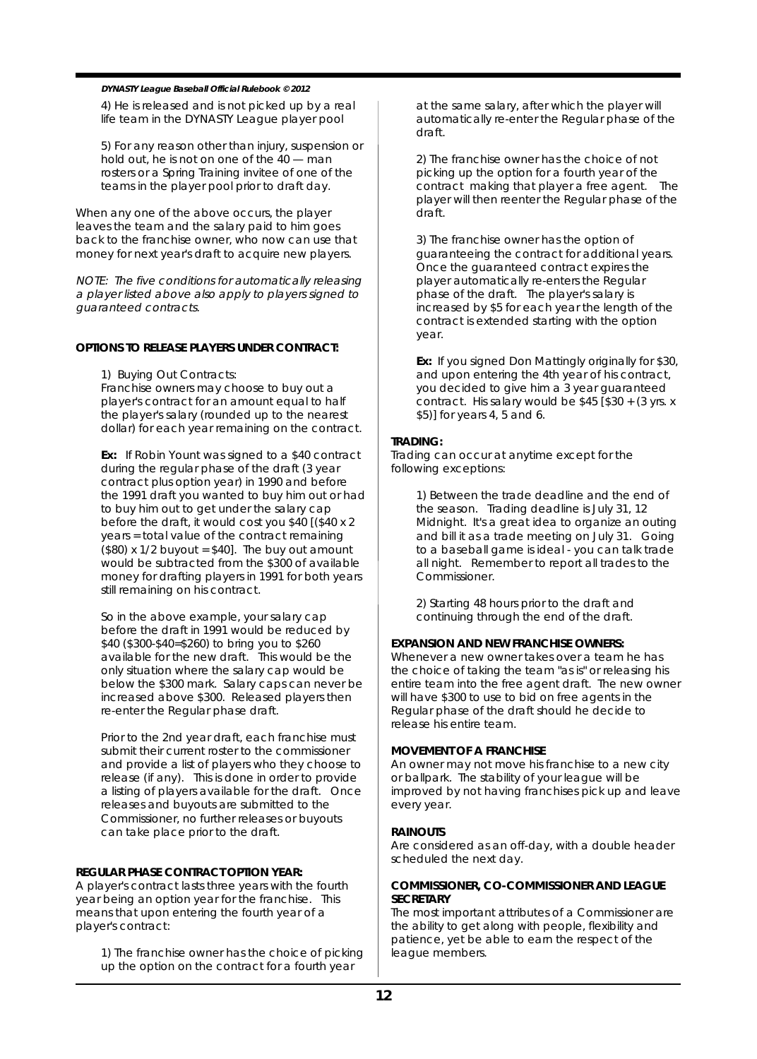4) He is released and is not picked up by a real life team in the DYNASTY League player pool

5) For any reason other than injury, suspension or hold out, he is not on one of the 40 — man rosters or a Spring Training invitee of one of the teams in the player pool prior to draft day.

When any one of the above occurs, the player leaves the team and the salary paid to him goes back to the franchise owner, who now can use that money for next year's draft to acquire new players.

*NOTE: The five conditions for automatically releasing a player listed above also apply to players signed to guaranteed contracts.*

**OPTIONS TO RELEASE PLAYERS UNDER CONTRACT:**

1) Buying Out Contracts:
Franchise owners may choose to buy out a player's contract for an amount equal to half the player's salary (rounded up to the nearest dollar) for each year remaining on the contract.

**Ex:** If Robin Yount was signed to a $40 contract during the regular phase of the draft (3 year contract plus option year) in 1990 and before the 1991 draft you wanted to buy him out or had to buy him out to get under the salary cap before the draft, it would cost you $40 [($40 x 2 years = total value of the contract remaining ($80) x 1/2 buyout = $40]. The buy out amount would be subtracted from the $300 of available money for drafting players in 1991 for both years still remaining on his contract.

So in the above example, your salary cap before the draft in 1991 would be reduced by $40 ($300-$40=$260) to bring you to $260 available for the new draft. This would be the only situation where the salary cap would be below the $300 mark. Salary caps can never be increased above $300. Released players then re-enter the Regular phase draft.

Prior to the 2nd year draft, each franchise must submit their current roster to the commissioner and provide a list of players who they choose to release (if any). This is done in order to provide a listing of players available for the draft. Once releases and buyouts are submitted to the Commissioner, no further releases or buyouts can take place prior to the draft.

**REGULAR PHASE CONTRACT OPTION YEAR:**
A player's contract lasts three years with the fourth year being an option year for the franchise. This means that upon entering the fourth year of a player's contract:

1) The franchise owner has the choice of picking up the option on the contract for a fourth year at the same salary, after which the player will automatically re-enter the Regular phase of the draft.

2) The franchise owner has the choice of not picking up the option for a fourth year of the contract making that player a free agent. The player will then reenter the Regular phase of the draft.

3) The franchise owner has the option of guaranteeing the contract for additional years. Once the guaranteed contract expires the player automatically re-enters the Regular phase of the draft. The player's salary is increased by $5 for each year the length of the contract is extended starting with the option year.

**Ex:** If you signed Don Mattingly originally for $30, and upon entering the 4th year of his contract, you decided to give him a 3 year guaranteed contract. His salary would be $45 [$30 + (3 yrs. x $5)] for years 4, 5 and 6.

**TRADING:**
Trading can occur at anytime except for the following exceptions:

1) Between the trade deadline and the end of the season. Trading deadline is July 31, 12 Midnight. It's a great idea to organize an outing and bill it as a trade meeting on July 31. Going to a baseball game is ideal - you can talk trade all night. Remember to report all trades to the Commissioner.

2) Starting 48 hours prior to the draft and continuing through the end of the draft.

**EXPANSION AND NEW FRANCHISE OWNERS:**
Whenever a new owner takes over a team he has the choice of taking the team "as is" or releasing his entire team into the free agent draft. The new owner will have $300 to use to bid on free agents in the Regular phase of the draft should he decide to release his entire team.

**MOVEMENT OF A FRANCHISE**
An owner may not move his franchise to a new city or ballpark. The stability of your league will be improved by not having franchises pick up and leave every year.

**RAINOUTS**
Are considered as an off-day, with a double header scheduled the next day.

**COMMISSIONER, CO-COMMISSIONER AND LEAGUE SECRETARY**
The most important attributes of a Commissioner are the ability to get along with people, flexibility and patience, yet be able to earn the respect of the league members.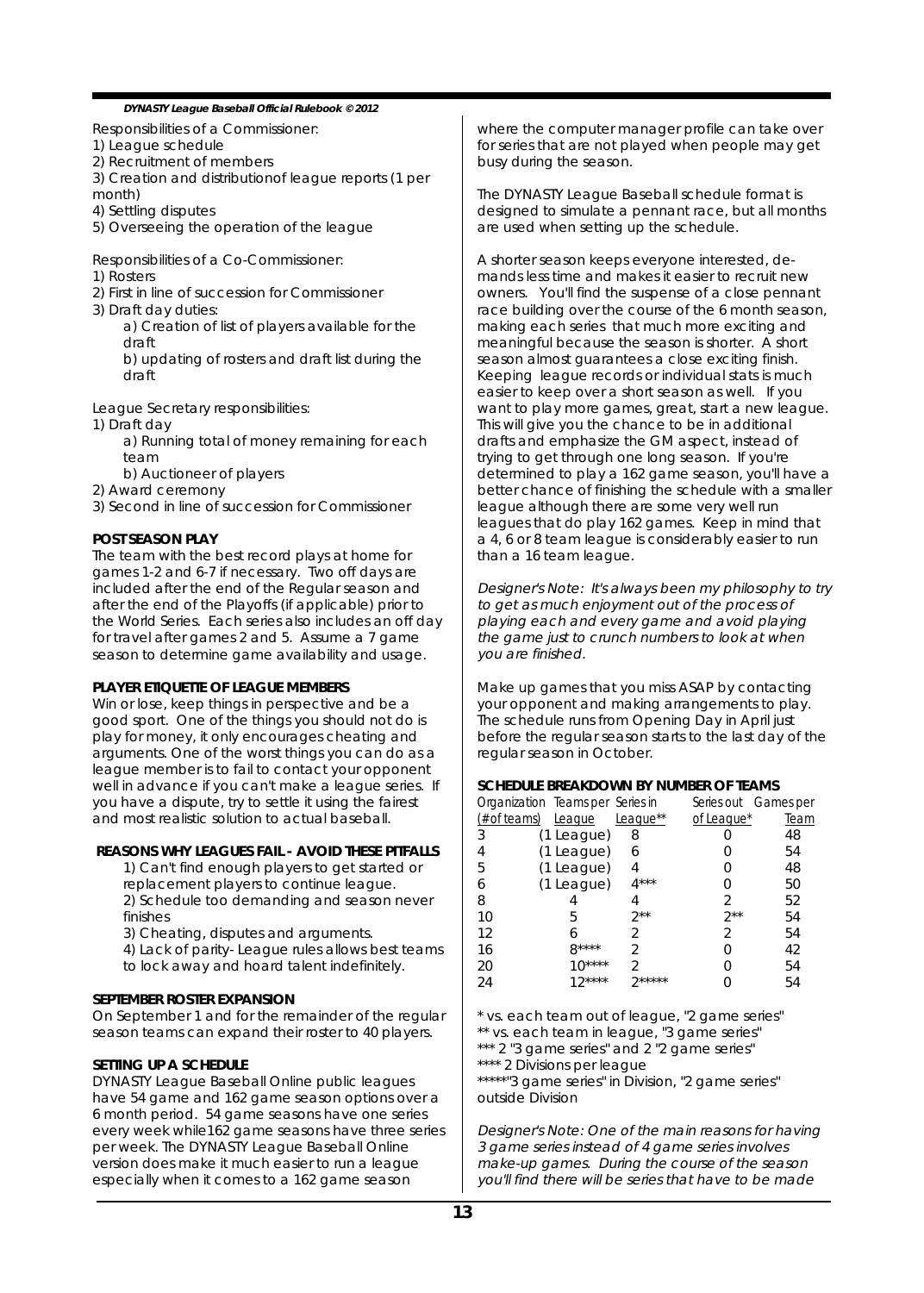Responsibilities of a Commissioner:

1) League schedule
2) Recruitment of members
3) Creation and distributionof league reports (1 per month)
4) Settling disputes
5) Overseeing the operation of the league

Responsibilities of a Co-Commissioner:

1) Rosters
2) First in line of succession for Commissioner
3) Draft day duties:
    a) Creation of list of players available for the draft
    b) updating of rosters and draft list during the draft

League Secretary responsibilities:

1) Draft day
    a) Running total of money remaining for each team
    b) Auctioneer of players
2) Award ceremony
3) Second in line of succession for Commissioner

**POST SEASON PLAY**

The team with the best record plays at home for games 1-2 and 6-7 if necessary. Two off days are included after the end of the Regular season and after the end of the Playoffs (if applicable) prior to the World Series. Each series also includes an off day for travel after games 2 and 5. Assume a 7 game season to determine game availability and usage.

**PLAYER ETIQUETTE OF LEAGUE MEMBERS**

Win or lose, keep things in perspective and be a good sport. One of the things you should not do is play for money, it only encourages cheating and arguments. One of the worst things you can do as a league member is to fail to contact your opponent well in advance if you can't make a league series. If you have a dispute, try to settle it using the fairest and most realistic solution to actual baseball.

**REASONS WHY LEAGUES FAIL - AVOID THESE PITFALLS**

1) Can't find enough players to get started or replacement players to continue league.
2) Schedule too demanding and season never finishes
3) Cheating, disputes and arguments.
4) Lack of parity- League rules allows best teams to lock away and hoard talent indefinitely.

**SEPTEMBER ROSTER EXPANSION**

On September 1 and for the remainder of the regular season teams can expand their roster to 40 players.

**SETTING UP A SCHEDULE**

DYNASTY League Baseball Online public leagues have 54 game and 162 game season options over a 6 month period. 54 game seasons have one series every week while162 game seasons have three series per week. The DYNASTY League Baseball Online version does make it much easier to run a league especially when it comes to a 162 game season where the computer manager profile can take over for series that are not played when people may get busy during the season.

The DYNASTY League Baseball schedule format is designed to simulate a pennant race, but all months are used when setting up the schedule.

A shorter season keeps everyone interested, demands less time and makes it easier to recruit new owners. You'll find the suspense of a close pennant race building over the course of the 6 month season, making each series that much more exciting and meaningful because the season is shorter. A short season almost guarantees a close exciting finish. Keeping league records or individual stats is much easier to keep over a short season as well. If you want to play more games, great, start a new league. This will give you the chance to be in additional drafts and emphasize the GM aspect, instead of trying to get through one long season. If you're determined to play a 162 game season, you'll have a better chance of finishing the schedule with a smaller league although there are some very well run leagues that do play 162 games. Keep in mind that a 4, 6 or 8 team league is considerably easier to run than a 16 team league.

*Designer's Note: It's always been my philosophy to try to get as much enjoyment out of the process of playing each and every game and avoid playing the game just to crunch numbers to look at when you are finished.*

Make up games that you miss ASAP by contacting your opponent and making arrangements to play. The schedule runs from Opening Day in April just before the regular season starts to the last day of the regular season in October.

**SCHEDULE BREAKDOWN BY NUMBER OF TEAMS**

| Organization (# of teams) | Teams per League | Series in League** | Series out of League* | Games per Team |
|---|---|---|---|---|
| 3 | (1 League) | 8 | 0 | 48 |
| 4 | (1 League) | 6 | 0 | 54 |
| 5 | (1 League) | 4 | 0 | 48 |
| 6 | (1 League) | 4*** | 0 | 50 |
| 8 | 4 | 4 | 2 | 52 |
| 10 | 5 | 2** | 2** | 54 |
| 12 | 6 | 2 | 2 | 54 |
| 16 | 8**** | 2 | 0 | 42 |
| 20 | 10**** | 2 | 0 | 54 |
| 24 | 12**** | 2***** | 0 | 54 |

\* vs. each team out of league, "2 game series"
** vs. each team in league, "3 game series"
*** 2 "3 game series" and 2 "2 game series"
**** 2 Divisions per league
*****"3 game series" in Division, "2 game series" outside Division

*Designer's Note: One of the main reasons for having 3 game series instead of 4 game series involves make-up games. During the course of the season you'll find there will be series that have to be made*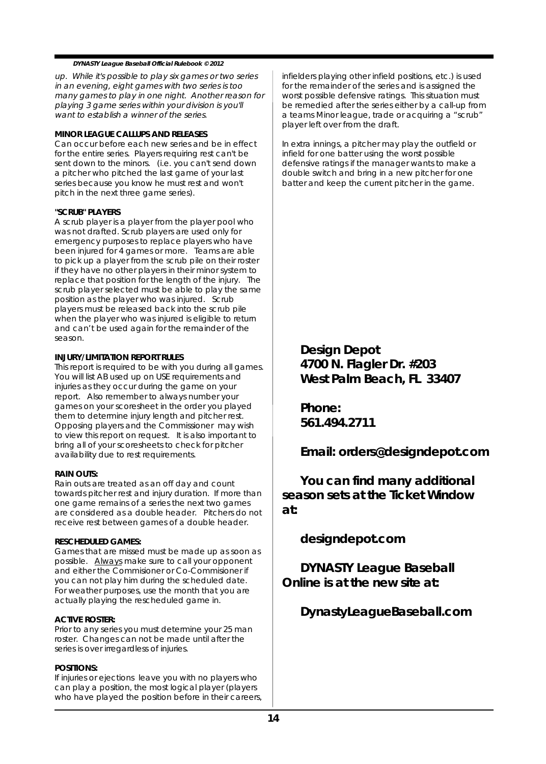*up. While it's possible to play six games or two series in an evening, eight games with two series is too many games to play in one night. Another reason for playing 3 game series within your division is you'll want to establish a winner of the series.*

**MINOR LEAGUE CALLUPS AND RELEASES**

Can occur before each new series and be in effect for the entire series. Players requiring rest can't be sent down to the minors. (i.e. you can't send down a pitcher who pitched the last game of your last series because you know he must rest and won't pitch in the next three game series).

**"SCRUB" PLAYERS**

A scrub player is a player from the player pool who was not drafted. Scrub players are used only for emergency purposes to replace players who have been injured for 4 games or more. Teams are able to pick up a player from the scrub pile on their roster if they have no other players in their minor system to replace that position for the length of the injury. The scrub player selected must be able to play the same position as the player who was injured. Scrub players must be released back into the scrub pile when the player who was injured is eligible to return and can't be used again for the remainder of the season.

**INJURY/LIMITATION REPORT RULES**

This report is required to be with you during all games. You will list AB used up on USE requirements and injuries as they occur during the game on your report. Also remember to always number your games on your scoresheet in the order you played them to determine injury length and pitcher rest. Opposing players and the Commissioner may wish to view this report on request. It is also important to bring all of your scoresheets to check for pitcher availability due to rest requirements.

**RAIN OUTS:**

Rain outs are treated as an off day and count towards pitcher rest and injury duration. If more than one game remains of a series the next two games are considered as a double header. Pitchers do not receive rest between games of a double header.

**RESCHEDULED GAMES:**

Games that are missed must be made up as soon as possible. Always make sure to call your opponent and either the Commisioner or Co-Commisioner if you can not play him during the scheduled date. For weather purposes, use the month that you are actually playing the rescheduled game in.

**ACTIVE ROSTER:**

Prior to any series you must determine your 25 man roster. Changes can not be made until after the series is over irregardless of injuries.

**POSITIONS:**

If injuries or ejections leave you with no players who can play a position, the most logical player (players who have played the position before in their careers, infielders playing other infield positions, etc.) is used for the remainder of the series and is assigned the worst possible defensive ratings. This situation must be remedied after the series either by a call-up from a teams Minor league, trade or acquiring a "scrub" player left over from the draft.

In extra innings, a pitcher may play the outfield or infield for one batter using the worst possible defensive ratings if the manager wants to make a double switch and bring in a new pitcher for one batter and keep the current pitcher in the game.

**Design Depot**
**4700 N. Flagler Dr. #203**
**West Palm Beach, FL. 33407**

**Phone:**
**561.494.2711**

**Email: orders@designdepot.com**

**You can find many additional season sets at the Ticket Window at:**

**designdepot.com**

**DYNASTY League Baseball Online is at the new site at:**

**DynastyLeagueBaseball.com**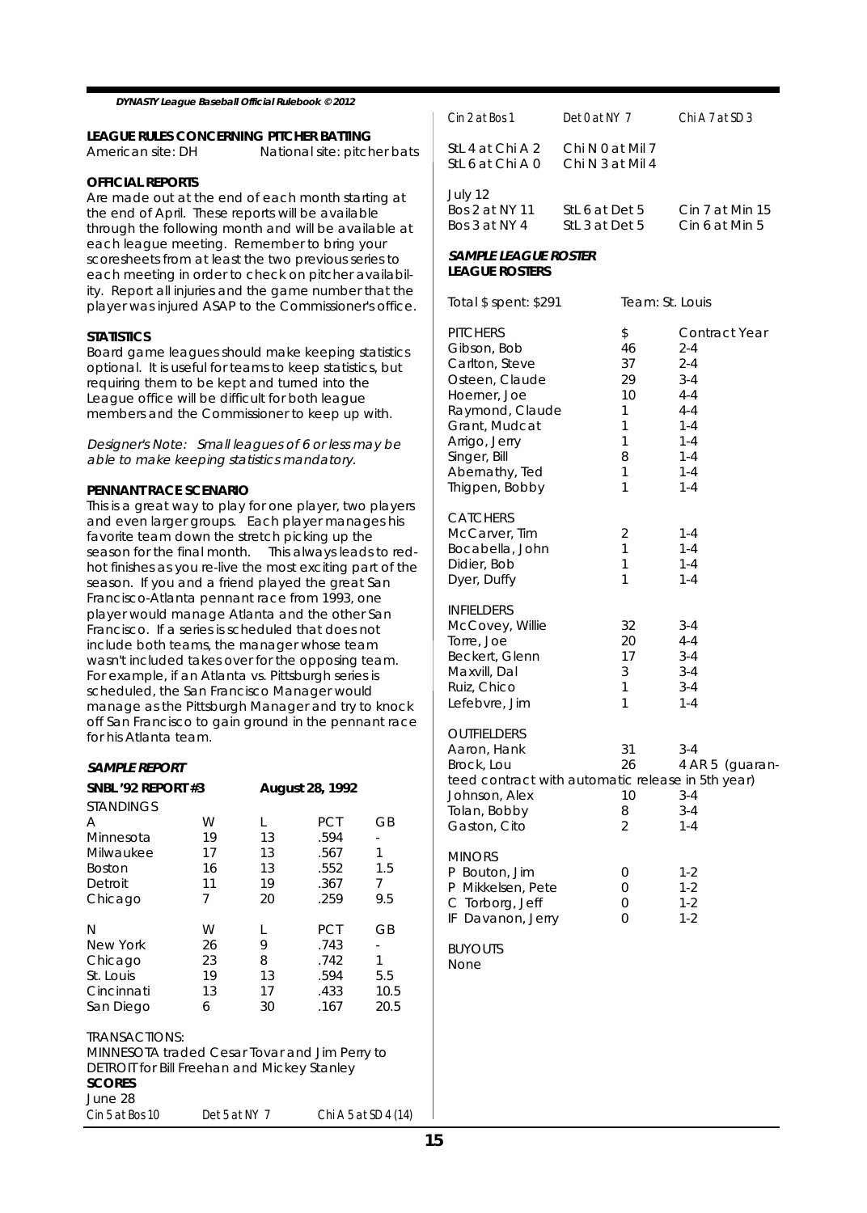### LEAGUE RULES CONCERNING PITCHER BATTING

American site: DH National site: pitcher bats

### OFFICIAL REPORTS

Are made out at the end of each month starting at the end of April. These reports will be available through the following month and will be available at each league meeting. Remember to bring your scoresheets from at least the two previous series to each meeting in order to check on pitcher availability. Report all injuries and the game number that the player was injured ASAP to the Commissioner's office.

### STATISTICS

Board game leagues should make keeping statistics optional. It is useful for teams to keep statistics, but requiring them to be kept and turned into the League office will be difficult for both league members and the Commissioner to keep up with.

*Designer's Note: Small leagues of 6 or less may be able to make keeping statistics mandatory.*

### PENNANT RACE SCENARIO

This is a great way to play for one player, two players and even larger groups. Each player manages his favorite team down the stretch picking up the season for the final month. This always leads to red-hot finishes as you re-live the most exciting part of the season. If you and a friend played the great San Francisco-Atlanta pennant race from 1993, one player would manage Atlanta and the other San Francisco. If a series is scheduled that does not include both teams, the manager whose team wasn't included takes over for the opposing team. For example, if an Atlanta vs. Pittsburgh series is scheduled, the San Francisco Manager would manage as the Pittsburgh Manager and try to knock off San Francisco to gain ground in the pennant race for his Atlanta team.

### *SAMPLE REPORT*

**SNBL '92 REPORT #3** **August 28, 1992**

STANDINGS

| A | W | L | PCT | GB |
|---|---|---|---|---|
| Minnesota | 19 | 13 | .594 | - |
| Milwaukee | 17 | 13 | .567 | 1 |
| Boston | 16 | 13 | .552 | 1.5 |
| Detroit | 11 | 19 | .367 | 7 |
| Chicago | 7 | 20 | .259 | 9.5 |

| N | W | L | PCT | GB |
|---|---|---|---|---|
| New York | 26 | 9 | .743 | - |
| Chicago | 23 | 8 | .742 | 1 |
| St. Louis | 19 | 13 | .594 | 5.5 |
| Cincinnati | 13 | 17 | .433 | 10.5 |
| San Diego | 6 | 30 | .167 | 20.5 |

TRANSACTIONS:
MINNESOTA traded Cesar Tovar and Jim Perry to DETROIT for Bill Freehan and Mickey Stanley

**SCORES**

June 28

| | | |
|---|---|---|
| Cin 5 at Bos 10 | Det 5 at NY 7 | Chi A 5 at SD 4 (14) |
| Cin 2 at Bos 1 | Det 0 at NY 7 | Chi A 7 at SD 3 |
| StL 4 at Chi A 2 | Chi N 0 at Mil 7 | |
| StL 6 at Chi A 0 | Chi N 3 at Mil 4 | |

July 12

| | | |
|---|---|---|
| Bos 2 at NY 11 | StL 6 at Det 5 | Cin 7 at Min 15 |
| Bos 3 at NY 4 | StL 3 at Det 5 | Cin 6 at Min 5 |

### *SAMPLE LEAGUE ROSTER*

**LEAGUE ROSTERS**

Total $ spent: $291 Team: St. Louis

| PITCHERS | $ | Contract Year |
|---|---|---|
| Gibson, Bob | 46 | 2-4 |
| Carlton, Steve | 37 | 2-4 |
| Osteen, Claude | 29 | 3-4 |
| Hoerner, Joe | 10 | 4-4 |
| Raymond, Claude | 1 | 4-4 |
| Grant, Mudcat | 1 | 1-4 |
| Arrigo, Jerry | 1 | 1-4 |
| Singer, Bill | 8 | 1-4 |
| Abernathy, Ted | 1 | 1-4 |
| Thigpen, Bobby | 1 | 1-4 |
| **CATCHERS** | | |
| McCarver, Tim | 2 | 1-4 |
| Bocabella, John | 1 | 1-4 |
| Didier, Bob | 1 | 1-4 |
| Dyer, Duffy | 1 | 1-4 |
| **INFIELDERS** | | |
| McCovey, Willie | 32 | 3-4 |
| Torre, Joe | 20 | 4-4 |
| Beckert, Glenn | 17 | 3-4 |
| Maxvill, Dal | 3 | 3-4 |
| Ruiz, Chico | 1 | 3-4 |
| Lefebvre, Jim | 1 | 1-4 |
| **OUTFIELDERS** | | |
| Aaron, Hank | 31 | 3-4 |
| Brock, Lou | 26 | 4 AR 5 (guaranteed contract with automatic release in 5th year) |
| Johnson, Alex | 10 | 3-4 |
| Tolan, Bobby | 8 | 3-4 |
| Gaston, Cito | 2 | 1-4 |
| **MINORS** | | |
| P Bouton, Jim | 0 | 1-2 |
| P Mikkelsen, Pete | 0 | 1-2 |
| C Torborg, Jeff | 0 | 1-2 |
| IF Davanon, Jerry | 0 | 1-2 |

BUYOUTS
None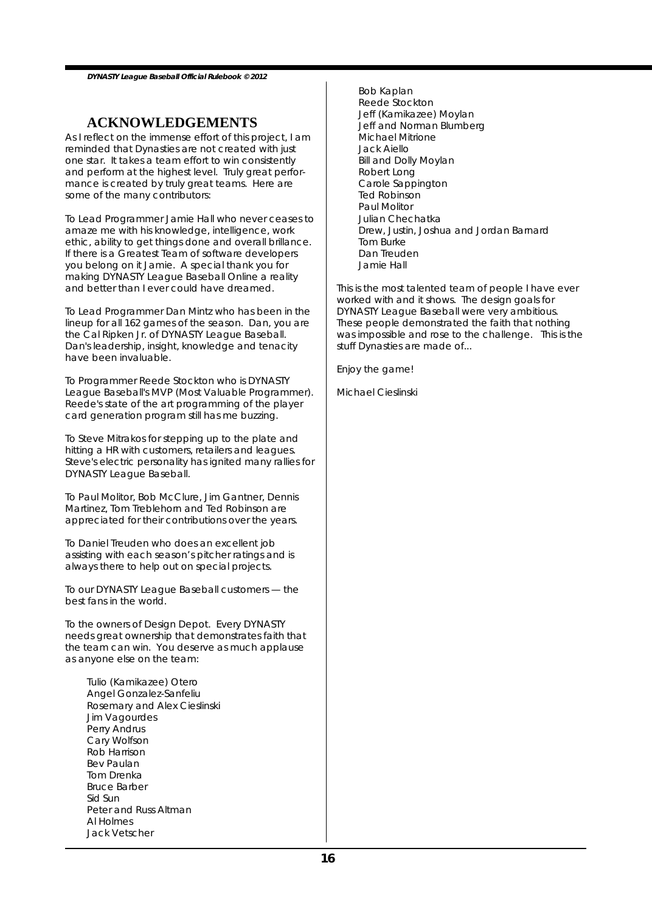## ACKNOWLEDGEMENTS

As I reflect on the immense effort of this project, I am reminded that Dynasties are not created with just one star. It takes a team effort to win consistently and perform at the highest level. Truly great performance is created by truly great teams. Here are some of the many contributors:

To Lead Programmer Jamie Hall who never ceases to amaze me with his knowledge, intelligence, work ethic, ability to get things done and overall brillance. If there is a Greatest Team of software developers you belong on it Jamie. A special thank you for making DYNASTY League Baseball Online a reality and better than I ever could have dreamed.

To Lead Programmer Dan Mintz who has been in the lineup for all 162 games of the season. Dan, you are the Cal Ripken Jr. of DYNASTY League Baseball. Dan's leadership, insight, knowledge and tenacity have been invaluable.

To Programmer Reede Stockton who is DYNASTY League Baseball's MVP (Most Valuable Programmer). Reede's state of the art programming of the player card generation program still has me buzzing.

To Steve Mitrakos for stepping up to the plate and hitting a HR with customers, retailers and leagues. Steve's electric personality has ignited many rallies for DYNASTY League Baseball.

To Paul Molitor, Bob McClure, Jim Gantner, Dennis Martinez, Tom Treblehorn and Ted Robinson are appreciated for their contributions over the years.

To Daniel Treuden who does an excellent job assisting with each season's pitcher ratings and is always there to help out on special projects.

To our DYNASTY League Baseball customers — the best fans in the world.

To the owners of Design Depot. Every DYNASTY needs great ownership that demonstrates faith that the team can win. You deserve as much applause as anyone else on the team:

Tulio (Kamikazee) Otero
Angel Gonzalez-Sanfeliu
Rosemary and Alex Cieslinski
Jim Vagourdes
Perry Andrus
Cary Wolfson
Rob Harrison
Bev Paulan
Tom Drenka
Bruce Barber
Sid Sun
Peter and Russ Altman
Al Holmes
Jack Vetscher
Bob Kaplan
Reede Stockton
Jeff (Kamikazee) Moylan
Jeff and Norman Blumberg
Michael Mitrione
Jack Aiello
Bill and Dolly Moylan
Robert Long
Carole Sappington
Ted Robinson
Paul Molitor
Julian Chechatka
Drew, Justin, Joshua and Jordan Barnard
Tom Burke
Dan Treuden
Jamie Hall

This is the most talented team of people I have ever worked with and it shows. The design goals for DYNASTY League Baseball were very ambitious. These people demonstrated the faith that nothing was impossible and rose to the challenge. This is the stuff Dynasties are made of...

Enjoy the game!

Michael Cieslinski